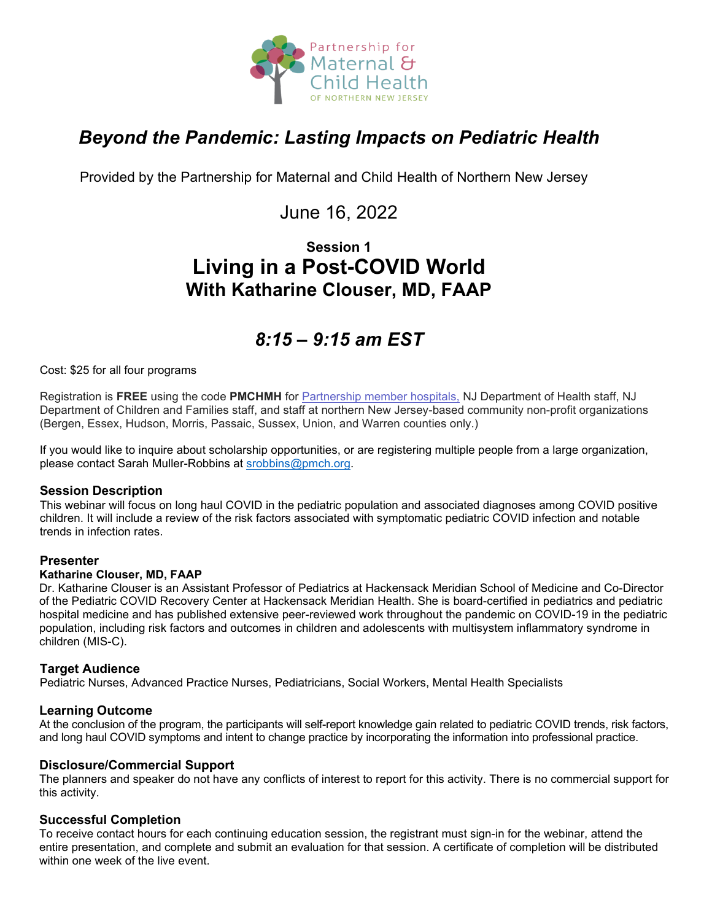Partnership for Maternal & Child Health OF NORTHERN NEW JERSEY

# *Beyond the Pandemic: Lasting Impacts on Pediatric Health*

Provided by the Partnership for Maternal and Child Health of Northern New Jersey

June 16, 2022

**Session 1**

## Living in a Post-COVID World
## With Katharine Clouser, MD, FAAP

## *8:15 – 9:15 am EST*

Cost: $25 for all four programs

Registration is **FREE** using the code **PMCHMH** for Partnership member hospitals, NJ Department of Health staff, NJ Department of Children and Families staff, and staff at northern New Jersey-based community non-profit organizations (Bergen, Essex, Hudson, Morris, Passaic, Sussex, Union, and Warren counties only.)

If you would like to inquire about scholarship opportunities, or are registering multiple people from a large organization, please contact Sarah Muller-Robbins at srobbins@pmch.org.

### Session Description

This webinar will focus on long haul COVID in the pediatric population and associated diagnoses among COVID positive children. It will include a review of the risk factors associated with symptomatic pediatric COVID infection and notable trends in infection rates.

### Presenter

**Katharine Clouser, MD, FAAP**

Dr. Katharine Clouser is an Assistant Professor of Pediatrics at Hackensack Meridian School of Medicine and Co-Director of the Pediatric COVID Recovery Center at Hackensack Meridian Health. She is board-certified in pediatrics and pediatric hospital medicine and has published extensive peer-reviewed work throughout the pandemic on COVID-19 in the pediatric population, including risk factors and outcomes in children and adolescents with multisystem inflammatory syndrome in children (MIS-C).

### Target Audience

Pediatric Nurses, Advanced Practice Nurses, Pediatricians, Social Workers, Mental Health Specialists

### Learning Outcome

At the conclusion of the program, the participants will self-report knowledge gain related to pediatric COVID trends, risk factors, and long haul COVID symptoms and intent to change practice by incorporating the information into professional practice.

### Disclosure/Commercial Support

The planners and speaker do not have any conflicts of interest to report for this activity. There is no commercial support for this activity.

### Successful Completion

To receive contact hours for each continuing education session, the registrant must sign-in for the webinar, attend the entire presentation, and complete and submit an evaluation for that session. A certificate of completion will be distributed within one week of the live event.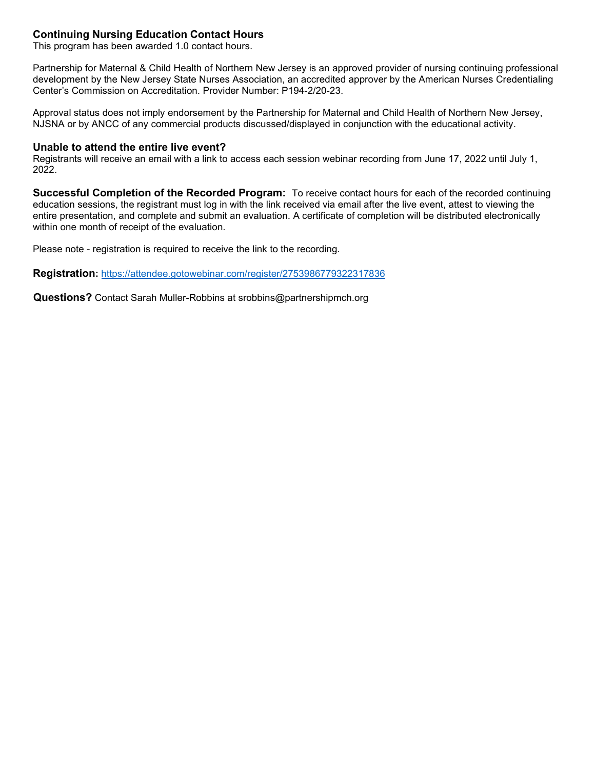### Continuing Nursing Education Contact Hours

This program has been awarded 1.0 contact hours.

Partnership for Maternal & Child Health of Northern New Jersey is an approved provider of nursing continuing professional development by the New Jersey State Nurses Association, an accredited approver by the American Nurses Credentialing Center's Commission on Accreditation. Provider Number: P194-2/20-23.

Approval status does not imply endorsement by the Partnership for Maternal and Child Health of Northern New Jersey, NJSNA or by ANCC of any commercial products discussed/displayed in conjunction with the educational activity.

### Unable to attend the entire live event?

Registrants will receive an email with a link to access each session webinar recording from June 17, 2022 until July 1, 2022.

**Successful Completion of the Recorded Program:** To receive contact hours for each of the recorded continuing education sessions, the registrant must log in with the link received via email after the live event, attest to viewing the entire presentation, and complete and submit an evaluation. A certificate of completion will be distributed electronically within one month of receipt of the evaluation.

Please note - registration is required to receive the link to the recording.

**Registration:** https://attendee.gotowebinar.com/register/2753986779322317836

**Questions?** Contact Sarah Muller-Robbins at srobbins@partnershipmch.org